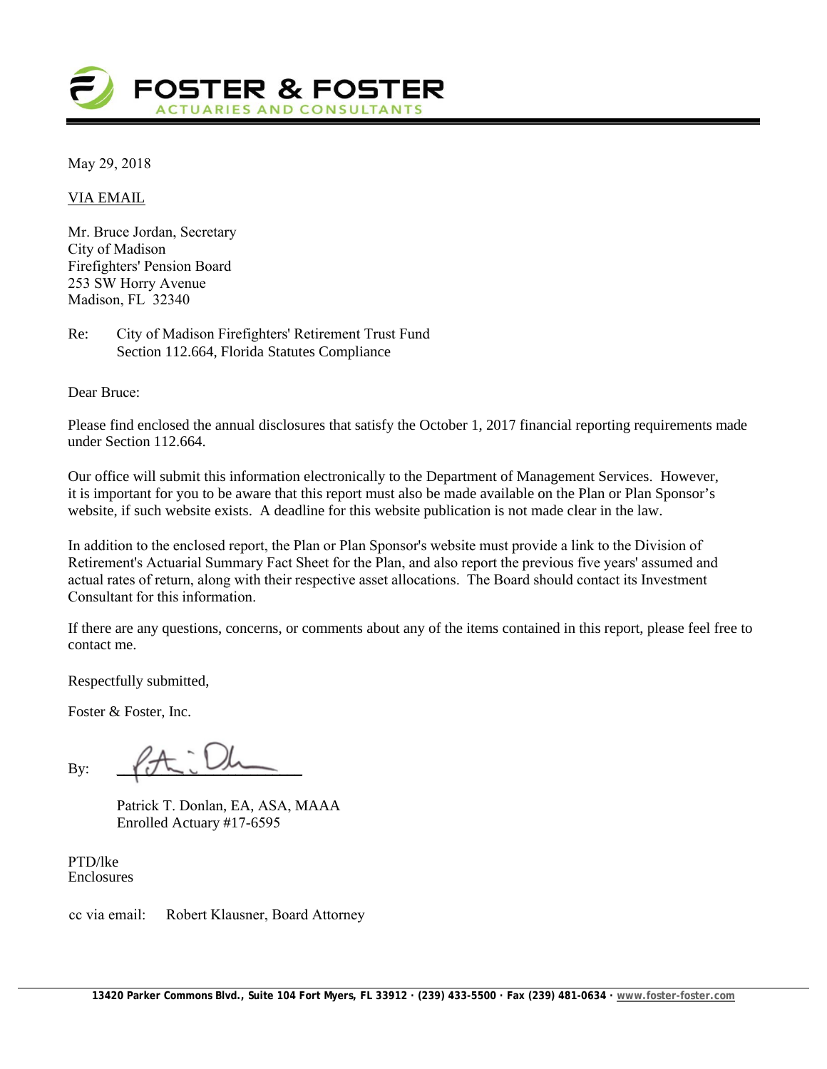**FOSTER & FOSTER**
ACTUARIES AND CONSULTANTS

May 29, 2018

VIA EMAIL

Mr. Bruce Jordan, Secretary
City of Madison
Firefighters' Pension Board
253 SW Horry Avenue
Madison, FL 32340

Re: City of Madison Firefighters' Retirement Trust Fund
Section 112.664, Florida Statutes Compliance

Dear Bruce:

Please find enclosed the annual disclosures that satisfy the October 1, 2017 financial reporting requirements made under Section 112.664.

Our office will submit this information electronically to the Department of Management Services. However, it is important for you to be aware that this report must also be made available on the Plan or Plan Sponsor's website, if such website exists. A deadline for this website publication is not made clear in the law.

In addition to the enclosed report, the Plan or Plan Sponsor's website must provide a link to the Division of Retirement's Actuarial Summary Fact Sheet for the Plan, and also report the previous five years' assumed and actual rates of return, along with their respective asset allocations. The Board should contact its Investment Consultant for this information.

If there are any questions, concerns, or comments about any of the items contained in this report, please feel free to contact me.

Respectfully submitted,

Foster & Foster, Inc.

By: ______________________

Patrick T. Donlan, EA, ASA, MAAA
Enrolled Actuary #17-6595

PTD/lke
Enclosures

cc via email: Robert Klausner, Board Attorney

13420 Parker Commons Blvd., Suite 104 Fort Myers, FL 33912 · (239) 433-5500 · Fax (239) 481-0634 · www.foster-foster.com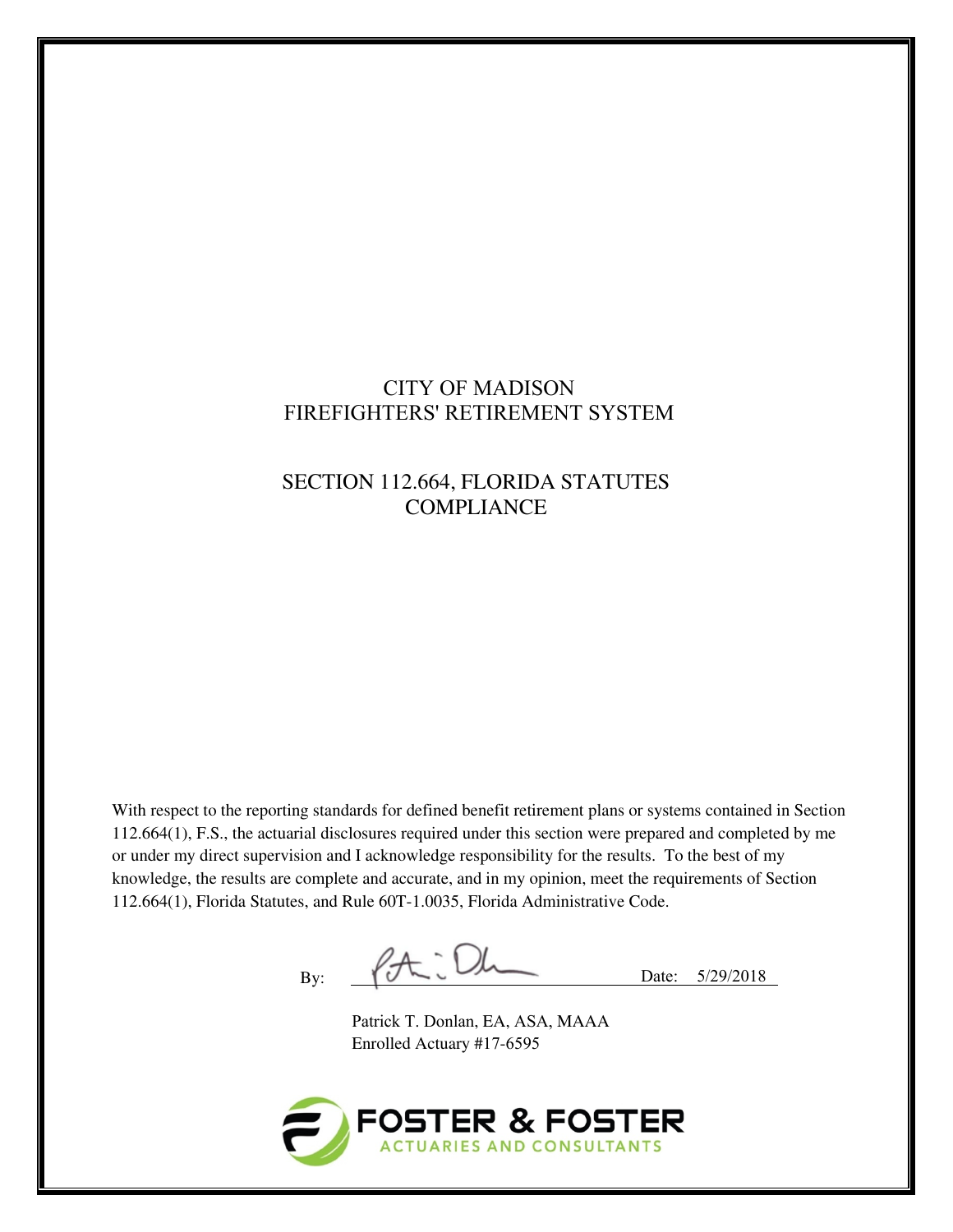# CITY OF MADISON
# FIREFIGHTERS' RETIREMENT SYSTEM

## SECTION 112.664, FLORIDA STATUTES COMPLIANCE

With respect to the reporting standards for defined benefit retirement plans or systems contained in Section 112.664(1), F.S., the actuarial disclosures required under this section were prepared and completed by me or under my direct supervision and I acknowledge responsibility for the results. To the best of my knowledge, the results are complete and accurate, and in my opinion, meet the requirements of Section 112.664(1), Florida Statutes, and Rule 60T-1.0035, Florida Administrative Code.

By: ______________________ Date: 5/29/2018

Patrick T. Donlan, EA, ASA, MAAA
Enrolled Actuary #17-6595

FOSTER & FOSTER
ACTUARIES AND CONSULTANTS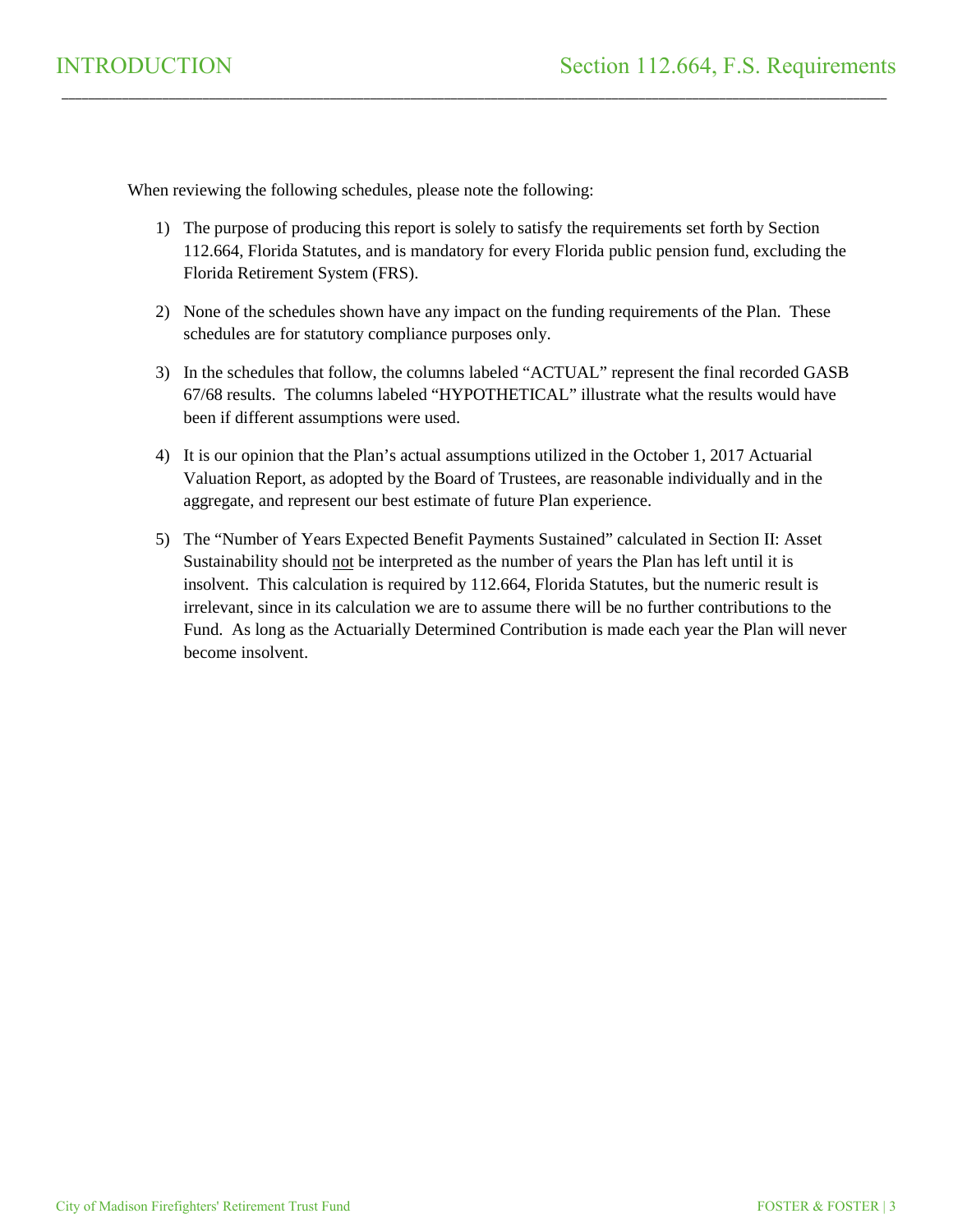# INTRODUCTION

## Section 112.664, F.S. Requirements

When reviewing the following schedules, please note the following:

1) The purpose of producing this report is solely to satisfy the requirements set forth by Section 112.664, Florida Statutes, and is mandatory for every Florida public pension fund, excluding the Florida Retirement System (FRS).

2) None of the schedules shown have any impact on the funding requirements of the Plan. These schedules are for statutory compliance purposes only.

3) In the schedules that follow, the columns labeled "ACTUAL" represent the final recorded GASB 67/68 results. The columns labeled "HYPOTHETICAL" illustrate what the results would have been if different assumptions were used.

4) It is our opinion that the Plan's actual assumptions utilized in the October 1, 2017 Actuarial Valuation Report, as adopted by the Board of Trustees, are reasonable individually and in the aggregate, and represent our best estimate of future Plan experience.

5) The "Number of Years Expected Benefit Payments Sustained" calculated in Section II: Asset Sustainability should <u>not</u> be interpreted as the number of years the Plan has left until it is insolvent. This calculation is required by 112.664, Florida Statutes, but the numeric result is irrelevant, since in its calculation we are to assume there will be no further contributions to the Fund. As long as the Actuarially Determined Contribution is made each year the Plan will never become insolvent.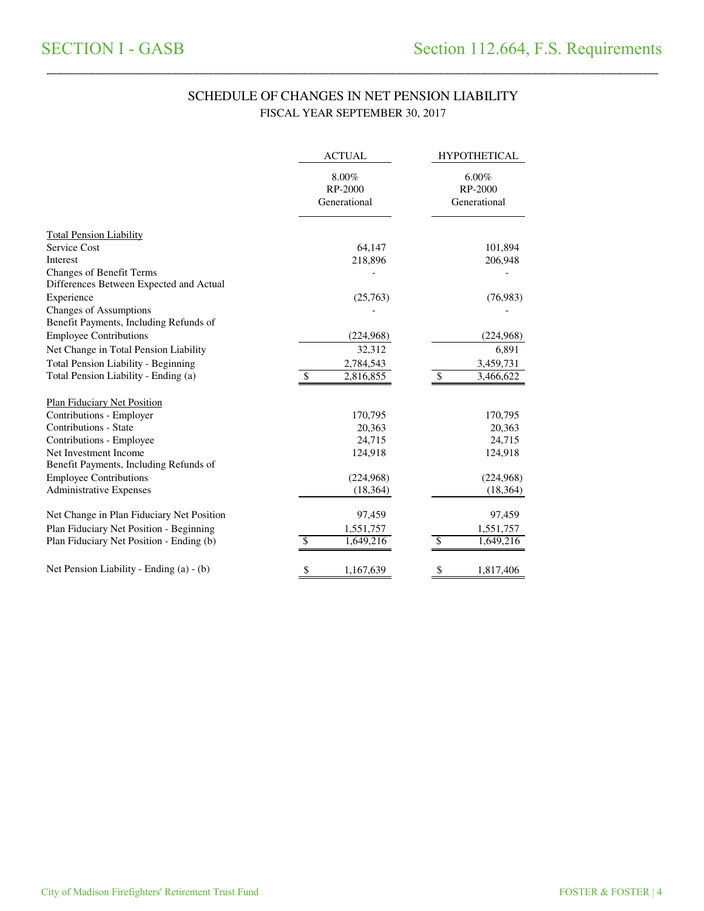# SECTION I - GASB

# Section 112.664, F.S. Requirements

## SCHEDULE OF CHANGES IN NET PENSION LIABILITY

### FISCAL YEAR SEPTEMBER 30, 2017

| | ACTUAL | HYPOTHETICAL |
|---|---|---|
| | 8.00% RP-2000 Generational | 6.00% RP-2000 Generational |
| Total Pension Liability | | |
| Service Cost | 64,147 | 101,894 |
| Interest | 218,896 | 206,948 |
| Changes of Benefit Terms | - | - |
| Differences Between Expected and Actual Experience | (25,763) | (76,983) |
| Changes of Assumptions | - | - |
| Benefit Payments, Including Refunds of Employee Contributions | (224,968) | (224,968) |
| Net Change in Total Pension Liability | 32,312 | 6,891 |
| Total Pension Liability - Beginning | 2,784,543 | 3,459,731 |
| Total Pension Liability - Ending (a) | $ 2,816,855 | $ 3,466,622 |
| Plan Fiduciary Net Position | | |
| Contributions - Employer | 170,795 | 170,795 |
| Contributions - State | 20,363 | 20,363 |
| Contributions - Employee | 24,715 | 24,715 |
| Net Investment Income | 124,918 | 124,918 |
| Benefit Payments, Including Refunds of Employee Contributions | (224,968) | (224,968) |
| Administrative Expenses | (18,364) | (18,364) |
| Net Change in Plan Fiduciary Net Position | 97,459 | 97,459 |
| Plan Fiduciary Net Position - Beginning | 1,551,757 | 1,551,757 |
| Plan Fiduciary Net Position - Ending (b) | $ 1,649,216 | $ 1,649,216 |
| Net Pension Liability - Ending (a) - (b) | $ 1,167,639 | $ 1,817,406 |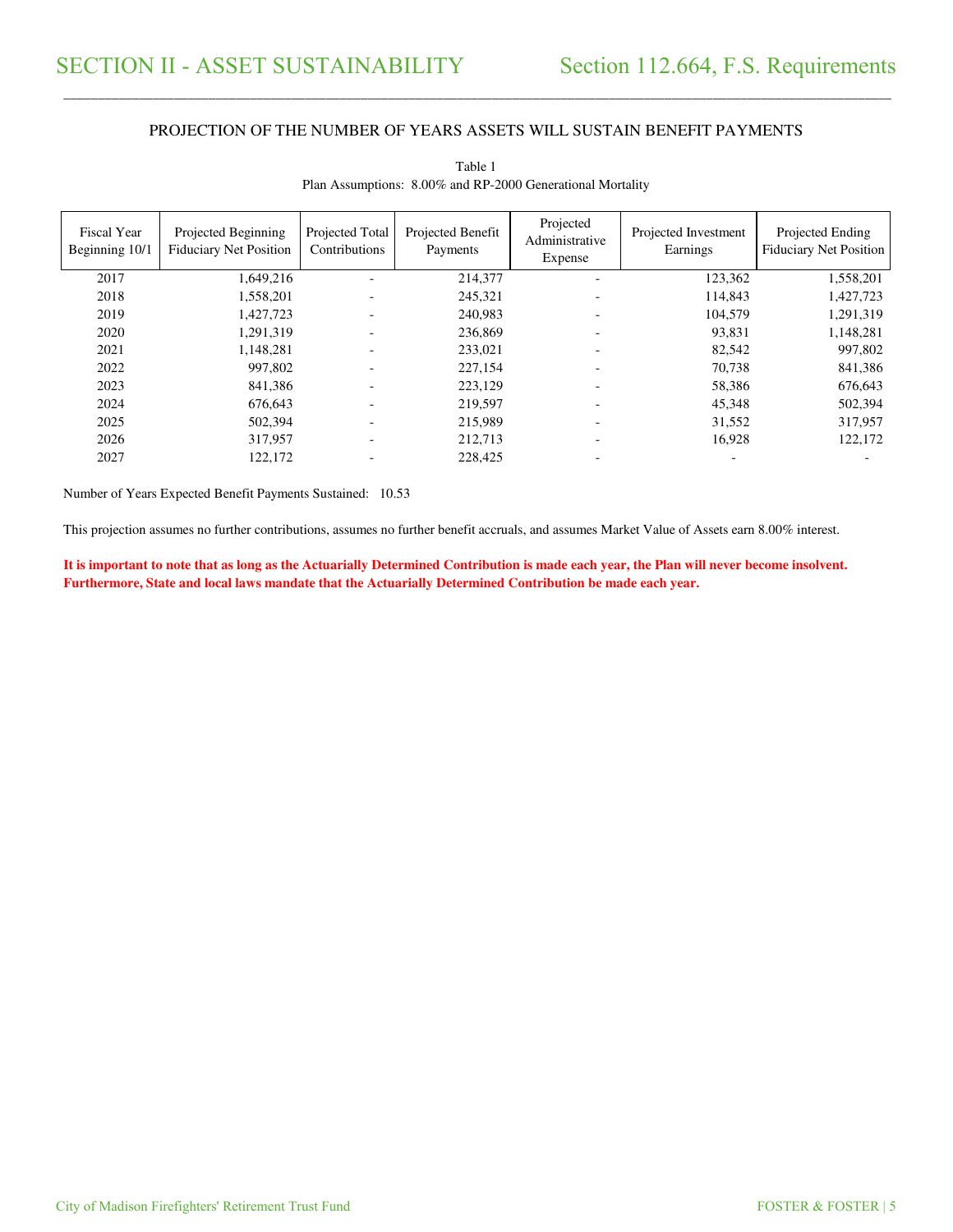# SECTION II - ASSET SUSTAINABILITY

## Section 112.664, F.S. Requirements

### PROJECTION OF THE NUMBER OF YEARS ASSETS WILL SUSTAIN BENEFIT PAYMENTS

Table 1
Plan Assumptions: 8.00% and RP-2000 Generational Mortality

| Fiscal Year Beginning 10/1 | Projected Beginning Fiduciary Net Position | Projected Total Contributions | Projected Benefit Payments | Projected Administrative Expense | Projected Investment Earnings | Projected Ending Fiduciary Net Position |
|---|---|---|---|---|---|---|
| 2017 | 1,649,216 | - | 214,377 | - | 123,362 | 1,558,201 |
| 2018 | 1,558,201 | - | 245,321 | - | 114,843 | 1,427,723 |
| 2019 | 1,427,723 | - | 240,983 | - | 104,579 | 1,291,319 |
| 2020 | 1,291,319 | - | 236,869 | - | 93,831 | 1,148,281 |
| 2021 | 1,148,281 | - | 233,021 | - | 82,542 | 997,802 |
| 2022 | 997,802 | - | 227,154 | - | 70,738 | 841,386 |
| 2023 | 841,386 | - | 223,129 | - | 58,386 | 676,643 |
| 2024 | 676,643 | - | 219,597 | - | 45,348 | 502,394 |
| 2025 | 502,394 | - | 215,989 | - | 31,552 | 317,957 |
| 2026 | 317,957 | - | 212,713 | - | 16,928 | 122,172 |
| 2027 | 122,172 | - | 228,425 | - | - | - |

Number of Years Expected Benefit Payments Sustained: 10.53

This projection assumes no further contributions, assumes no further benefit accruals, and assumes Market Value of Assets earn 8.00% interest.

**It is important to note that as long as the Actuarially Determined Contribution is made each year, the Plan will never become insolvent. Furthermore, State and local laws mandate that the Actuarially Determined Contribution be made each year.**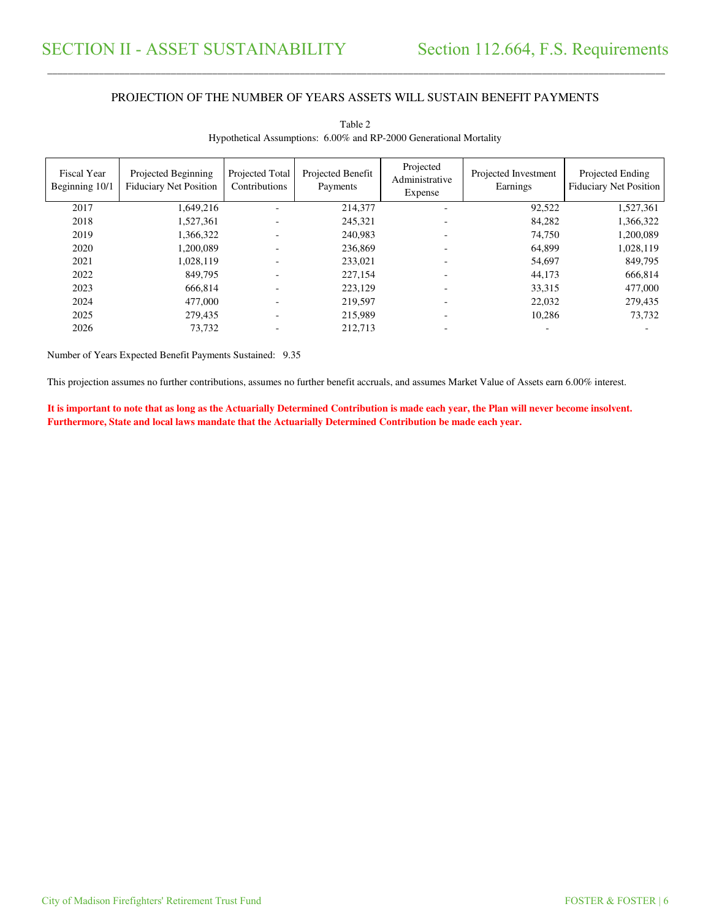# SECTION II - ASSET SUSTAINABILITY

## Section 112.664, F.S. Requirements

### PROJECTION OF THE NUMBER OF YEARS ASSETS WILL SUSTAIN BENEFIT PAYMENTS

Table 2

Hypothetical Assumptions: 6.00% and RP-2000 Generational Mortality

| Fiscal Year Beginning 10/1 | Projected Beginning Fiduciary Net Position | Projected Total Contributions | Projected Benefit Payments | Projected Administrative Expense | Projected Investment Earnings | Projected Ending Fiduciary Net Position |
|---|---|---|---|---|---|---|
| 2017 | 1,649,216 | - | 214,377 | - | 92,522 | 1,527,361 |
| 2018 | 1,527,361 | - | 245,321 | - | 84,282 | 1,366,322 |
| 2019 | 1,366,322 | - | 240,983 | - | 74,750 | 1,200,089 |
| 2020 | 1,200,089 | - | 236,869 | - | 64,899 | 1,028,119 |
| 2021 | 1,028,119 | - | 233,021 | - | 54,697 | 849,795 |
| 2022 | 849,795 | - | 227,154 | - | 44,173 | 666,814 |
| 2023 | 666,814 | - | 223,129 | - | 33,315 | 477,000 |
| 2024 | 477,000 | - | 219,597 | - | 22,032 | 279,435 |
| 2025 | 279,435 | - | 215,989 | - | 10,286 | 73,732 |
| 2026 | 73,732 | - | 212,713 | - | - | - |

Number of Years Expected Benefit Payments Sustained: 9.35

This projection assumes no further contributions, assumes no further benefit accruals, and assumes Market Value of Assets earn 6.00% interest.

**It is important to note that as long as the Actuarially Determined Contribution is made each year, the Plan will never become insolvent. Furthermore, State and local laws mandate that the Actuarially Determined Contribution be made each year.**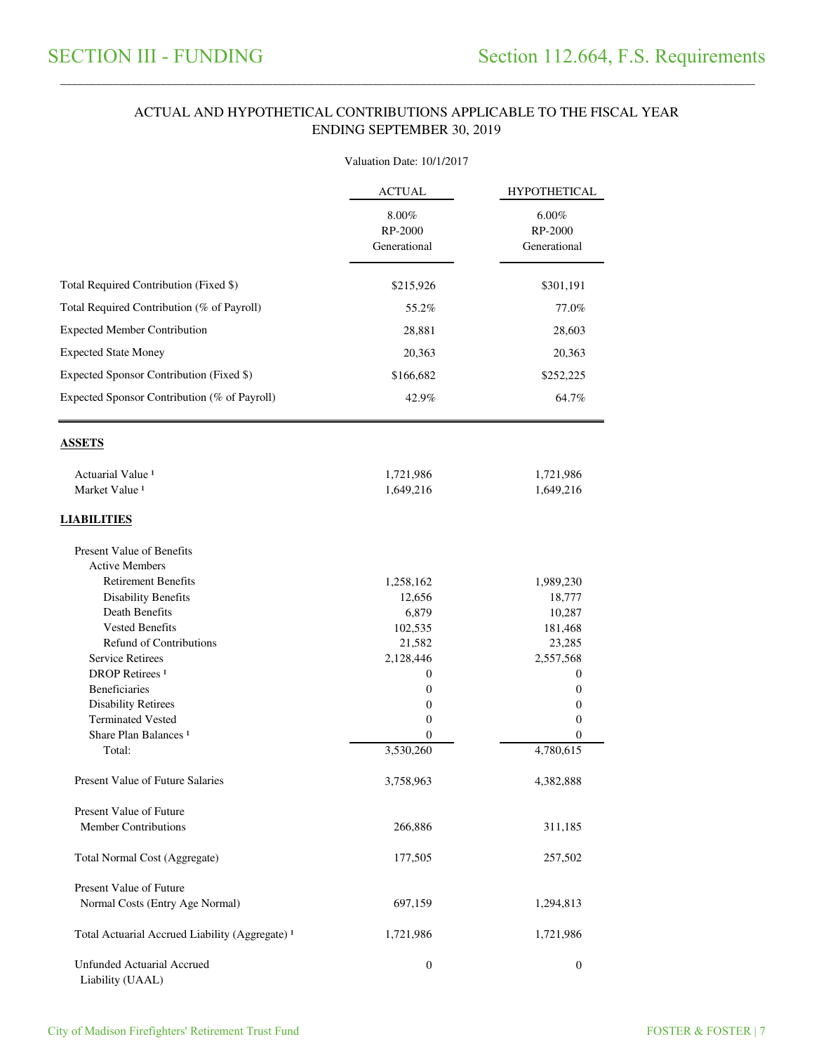# SECTION III - FUNDING

## Section 112.664, F.S. Requirements

### ACTUAL AND HYPOTHETICAL CONTRIBUTIONS APPLICABLE TO THE FISCAL YEAR ENDING SEPTEMBER 30, 2019

Valuation Date: 10/1/2017

| | ACTUAL | HYPOTHETICAL |
|---|---|---|
| | 8.00% RP-2000 Generational | 6.00% RP-2000 Generational |
| Total Required Contribution (Fixed $) | $215,926 | $301,191 |
| Total Required Contribution (% of Payroll) | 55.2% | 77.0% |
| Expected Member Contribution | 28,881 | 28,603 |
| Expected State Money | 20,363 | 20,363 |
| Expected Sponsor Contribution (Fixed $) | $166,682 | $252,225 |
| Expected Sponsor Contribution (% of Payroll) | 42.9% | 64.7% |
| **ASSETS** | | |
| Actuarial Value [1] | 1,721,986 | 1,721,986 |
| Market Value [1] | 1,649,216 | 1,649,216 |
| **LIABILITIES** | | |
| Present Value of Benefits | | |
| Active Members | | |
| Retirement Benefits | 1,258,162 | 1,989,230 |
| Disability Benefits | 12,656 | 18,777 |
| Death Benefits | 6,879 | 10,287 |
| Vested Benefits | 102,535 | 181,468 |
| Refund of Contributions | 21,582 | 23,285 |
| Service Retirees | 2,128,446 | 2,557,568 |
| DROP Retirees [1] | 0 | 0 |
| Beneficiaries | 0 | 0 |
| Disability Retirees | 0 | 0 |
| Terminated Vested | 0 | 0 |
| Share Plan Balances [1] | 0 | 0 |
| Total: | 3,530,260 | 4,780,615 |
| Present Value of Future Salaries | 3,758,963 | 4,382,888 |
| Present Value of Future Member Contributions | 266,886 | 311,185 |
| Total Normal Cost (Aggregate) | 177,505 | 257,502 |
| Present Value of Future Normal Costs (Entry Age Normal) | 697,159 | 1,294,813 |
| Total Actuarial Accrued Liability (Aggregate) [1] | 1,721,986 | 1,721,986 |
| Unfunded Actuarial Accrued Liability (UAAL) | 0 | 0 |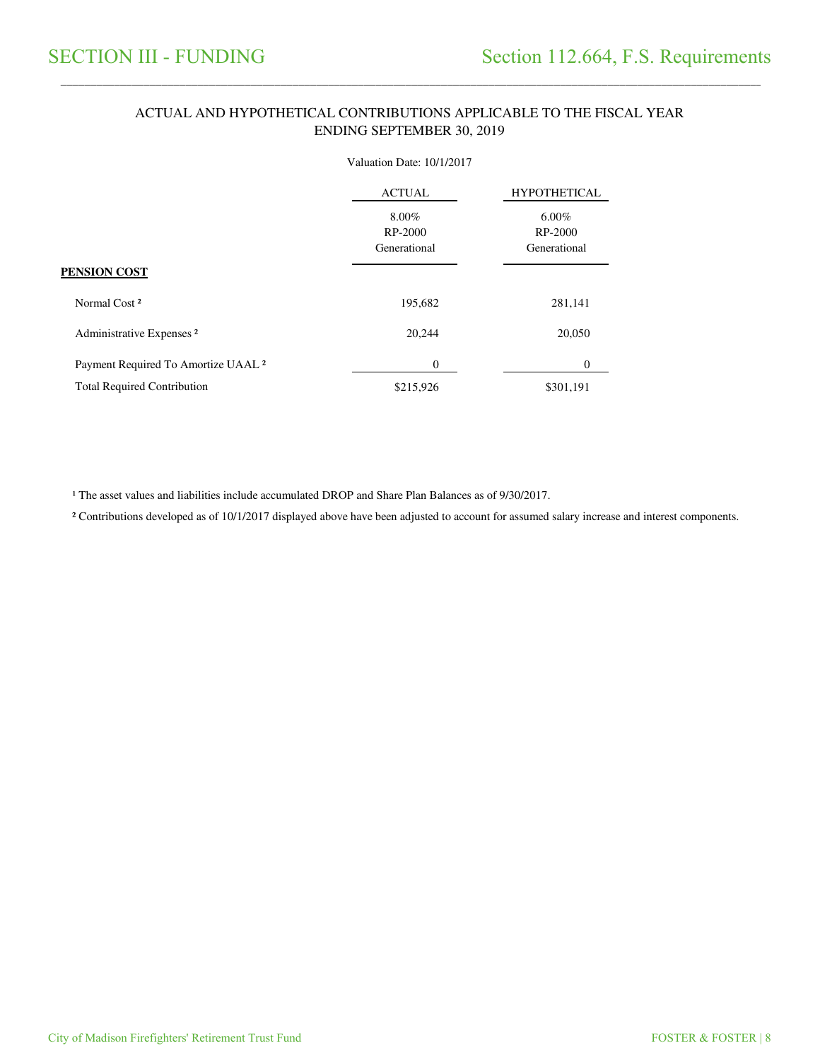# SECTION III - FUNDING

## Section 112.664, F.S. Requirements

### ACTUAL AND HYPOTHETICAL CONTRIBUTIONS APPLICABLE TO THE FISCAL YEAR ENDING SEPTEMBER 30, 2019

Valuation Date: 10/1/2017

| | ACTUAL | HYPOTHETICAL |
|---|---|---|
| | 8.00% RP-2000 Generational | 6.00% RP-2000 Generational |
| **PENSION COST** | | |
| Normal Cost [2] | 195,682 | 281,141 |
| Administrative Expenses [2] | 20,244 | 20,050 |
| Payment Required To Amortize UAAL [2] | 0 | 0 |
| Total Required Contribution | $215,926 | $301,191 |

[1] The asset values and liabilities include accumulated DROP and Share Plan Balances as of 9/30/2017.

[2] Contributions developed as of 10/1/2017 displayed above have been adjusted to account for assumed salary increase and interest components.